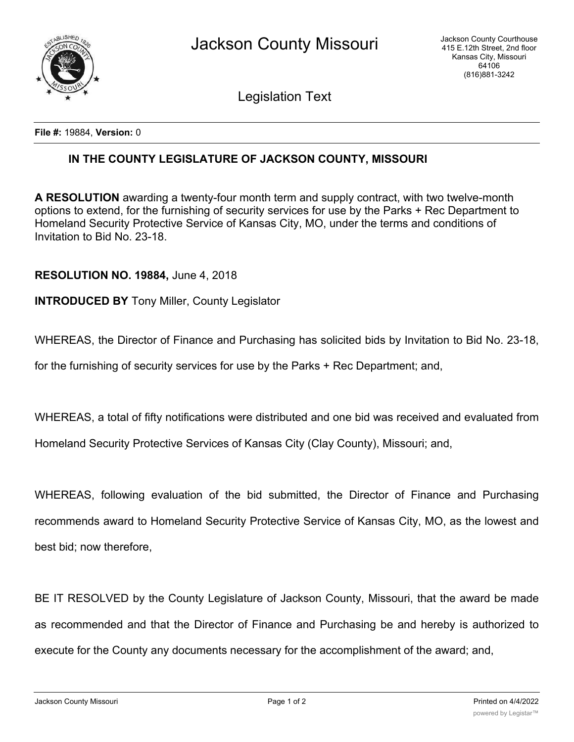# Jackson County Missouri

Jackson County Courthouse
415 E.12th Street, 2nd floor
Kansas City, Missouri
64106
(816)881-3242

## Legislation Text

**File #:** 19884, **Version:** 0

### IN THE COUNTY LEGISLATURE OF JACKSON COUNTY, MISSOURI

**A RESOLUTION** awarding a twenty-four month term and supply contract, with two twelve-month options to extend, for the furnishing of security services for use by the Parks + Rec Department to Homeland Security Protective Service of Kansas City, MO, under the terms and conditions of Invitation to Bid No. 23-18.

**RESOLUTION NO. 19884,** June 4, 2018

**INTRODUCED BY** Tony Miller, County Legislator

WHEREAS, the Director of Finance and Purchasing has solicited bids by Invitation to Bid No. 23-18, for the furnishing of security services for use by the Parks + Rec Department; and,

WHEREAS, a total of fifty notifications were distributed and one bid was received and evaluated from Homeland Security Protective Services of Kansas City (Clay County), Missouri; and,

WHEREAS, following evaluation of the bid submitted, the Director of Finance and Purchasing recommends award to Homeland Security Protective Service of Kansas City, MO, as the lowest and best bid; now therefore,

BE IT RESOLVED by the County Legislature of Jackson County, Missouri, that the award be made as recommended and that the Director of Finance and Purchasing be and hereby is authorized to execute for the County any documents necessary for the accomplishment of the award; and,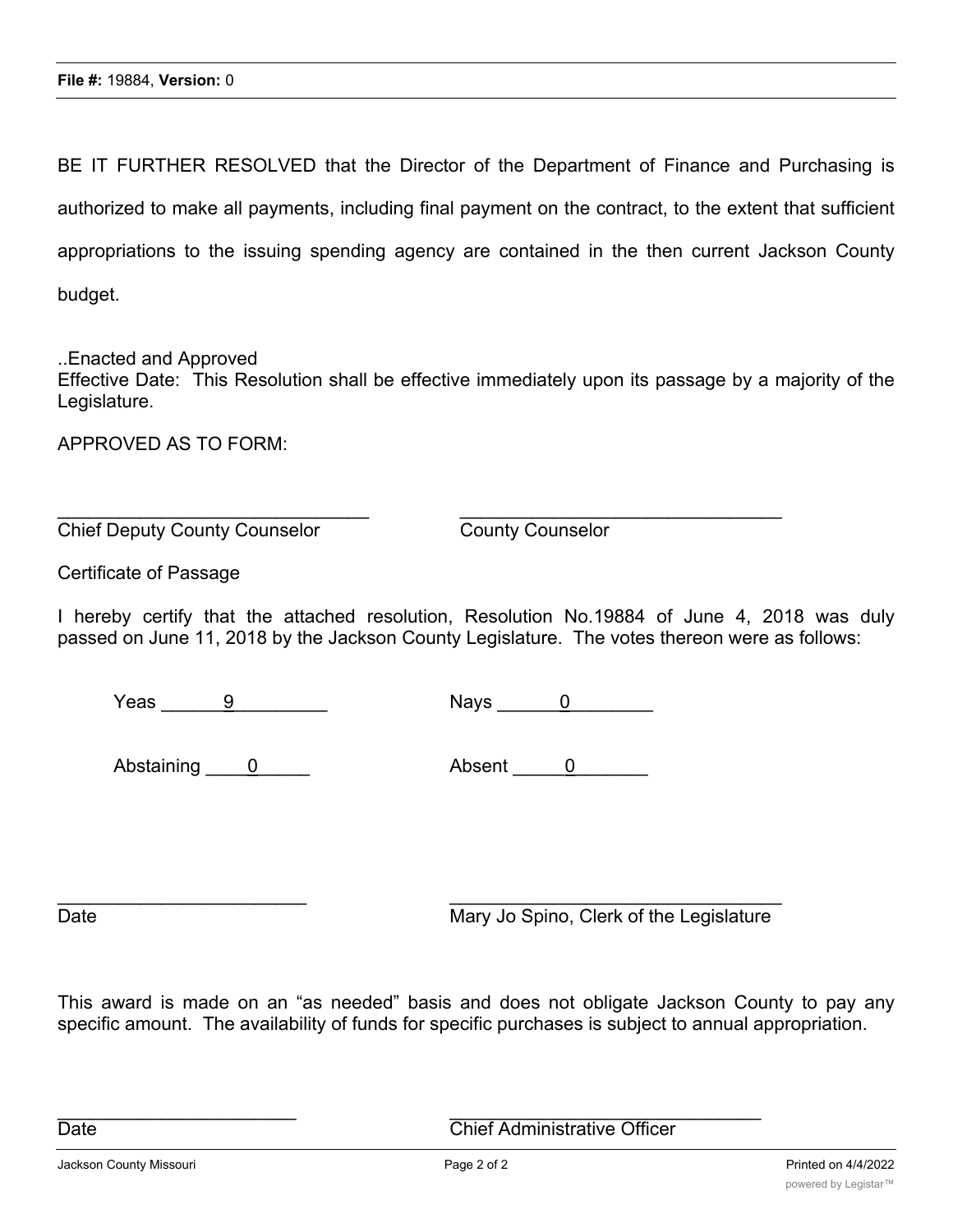BE IT FURTHER RESOLVED that the Director of the Department of Finance and Purchasing is authorized to make all payments, including final payment on the contract, to the extent that sufficient appropriations to the issuing spending agency are contained in the then current Jackson County budget.

..Enacted and Approved
Effective Date: This Resolution shall be effective immediately upon its passage by a majority of the Legislature.

APPROVED AS TO FORM:

_______________________________ Chief Deputy County Counselor

_______________________________ County Counselor

Certificate of Passage

I hereby certify that the attached resolution, Resolution No.19884 of June 4, 2018 was duly passed on June 11, 2018 by the Jackson County Legislature. The votes thereon were as follows:

Yeas ______9_________ Nays ______0________

Abstaining ____0_____ Absent _____0_______

_________________________ Date

_________________________________ Mary Jo Spino, Clerk of the Legislature

This award is made on an "as needed" basis and does not obligate Jackson County to pay any specific amount. The availability of funds for specific purchases is subject to annual appropriation.

_________________________ Date

_________________________________ Chief Administrative Officer